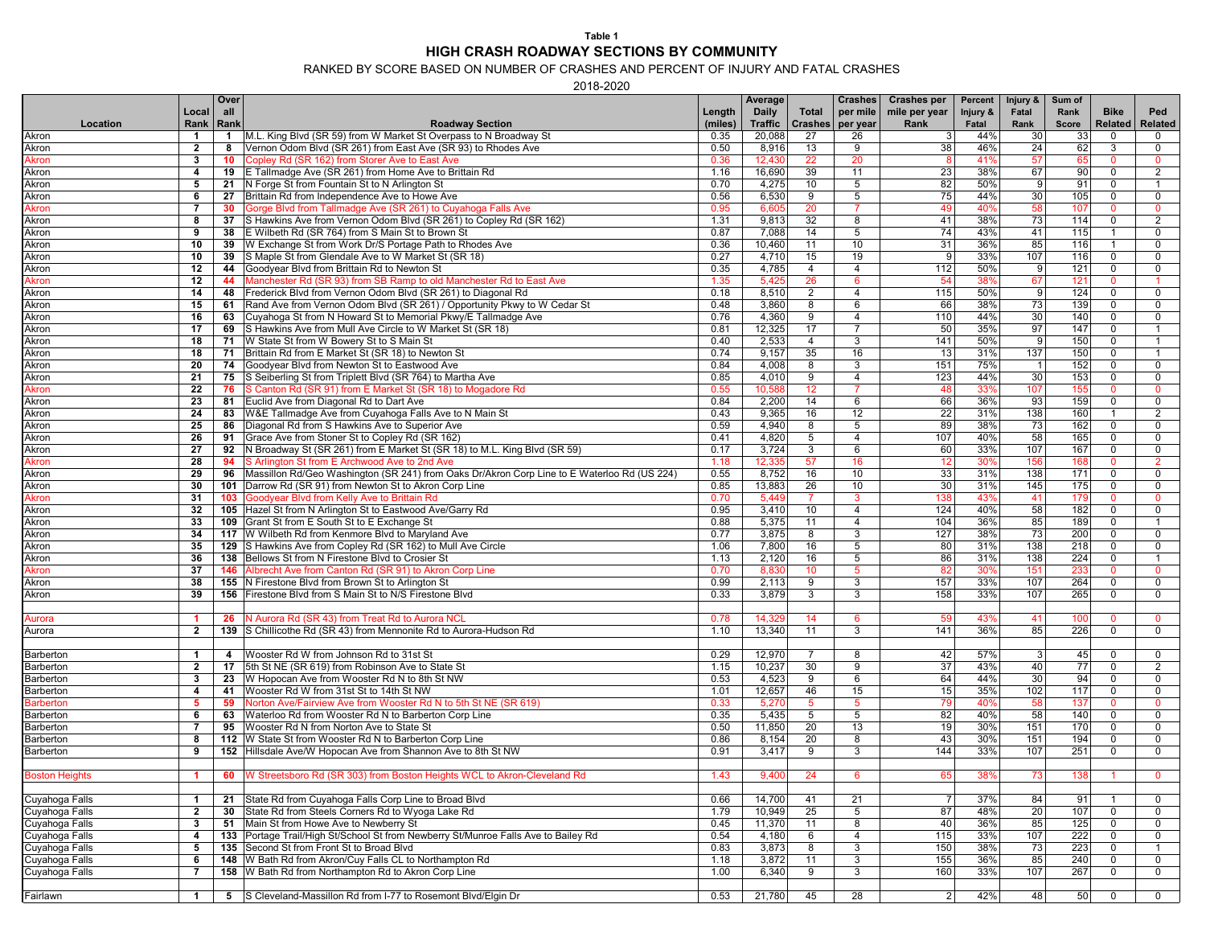**Table 1**

## HIGH CRASH ROADWAY SECTIONS BY COMMUNITY

RANKED BY SCORE BASED ON NUMBER OF CRASHES AND PERCENT OF INJURY AND FATAL CRASHES

2018-2020

| Location | Local Rank | Overall Rank | Roadway Section | Length (miles) | Average Daily Traffic | Total Crashes | Crashes per mile per year | Crashes per mile per year Rank | Percent Injury & Fatal | Injury & Fatal Rank | Sum of Rank Score | Bike Related | Ped Related |
|---|---|---|---|---|---|---|---|---|---|---|---|---|---|
| Akron | 1 | 1 | M.L. King Blvd (SR 59) from W Market St Overpass to N Broadway St | 0.35 | 20,088 | 27 | 26 | 3 | 44% | 30 | 33 | 0 | 0 |
| Akron | 2 | 8 | Vernon Odom Blvd (SR 261) from East Ave (SR 93) to Rhodes Ave | 0.50 | 8,916 | 13 | 9 | 38 | 46% | 24 | 62 | 3 | 0 |
| Akron | 3 | 10 | Copley Rd (SR 162) from Storer Ave to East Ave | 0.36 | 12,430 | 22 | 20 | 8 | 41% | 57 | 65 | 0 | 0 |
| Akron | 4 | 19 | E Tallmadge Ave (SR 261) from Home Ave to Brittain Rd | 1.16 | 16,690 | 39 | 11 | 23 | 38% | 67 | 90 | 0 | 2 |
| Akron | 5 | 21 | N Forge St from Fountain St to N Arlington St | 0.70 | 4,275 | 10 | 5 | 82 | 50% | 9 | 91 | 0 | 1 |
| Akron | 6 | 27 | Brittain Rd from Independence Ave to Howe Ave | 0.56 | 6,530 | 9 | 5 | 75 | 44% | 30 | 105 | 0 | 0 |
| Akron | 7 | 30 | Gorge Blvd from Tallmadge Ave (SR 261) to Cuyahoga Falls Ave | 0.95 | 6,605 | 20 | 7 | 49 | 40% | 58 | 107 | 0 | 0 |
| Akron | 8 | 37 | S Hawkins Ave from Vernon Odom Blvd (SR 261) to Copley Rd (SR 162) | 1.31 | 9,813 | 32 | 8 | 41 | 38% | 73 | 114 | 0 | 2 |
| Akron | 9 | 38 | E Wilbeth Rd (SR 764) from S Main St to Brown St | 0.87 | 7,088 | 14 | 5 | 74 | 43% | 41 | 115 | 1 | 0 |
| Akron | 10 | 39 | W Exchange St from Work Dr/S Portage Path to Rhodes Ave | 0.36 | 10,460 | 11 | 10 | 31 | 36% | 85 | 116 | 1 | 0 |
| Akron | 10 | 39 | S Maple St from Glendale Ave to W Market St (SR 18) | 0.27 | 4,710 | 15 | 19 | 9 | 33% | 107 | 116 | 0 | 0 |
| Akron | 12 | 44 | Goodyear Blvd from Brittain Rd to Newton St | 0.35 | 4,785 | 4 | 4 | 112 | 50% | 9 | 121 | 0 | 0 |
| Akron | 12 | 44 | Manchester Rd (SR 93) from SB Ramp to old Manchester Rd to East Ave | 1.35 | 5,425 | 26 | 6 | 54 | 38% | 67 | 121 | 0 | 1 |
| Akron | 14 | 48 | Frederick Blvd from Vernon Odom Blvd (SR 261) to Diagonal Rd | 0.18 | 8,510 | 2 | 4 | 115 | 50% | 9 | 124 | 0 | 0 |
| Akron | 15 | 61 | Rand Ave from Vernon Odom Blvd (SR 261) / Opportunity Pkwy to W Cedar St | 0.48 | 3,860 | 8 | 6 | 66 | 38% | 73 | 139 | 0 | 0 |
| Akron | 16 | 63 | Cuyahoga St from N Howard St to Memorial Pkwy/E Tallmadge Ave | 0.76 | 4,360 | 9 | 4 | 110 | 44% | 30 | 140 | 0 | 0 |
| Akron | 17 | 69 | S Hawkins Ave from Mull Ave Circle to W Market St (SR 18) | 0.81 | 12,325 | 17 | 7 | 50 | 35% | 97 | 147 | 0 | 1 |
| Akron | 18 | 71 | W State St from W Bowery St to S Main St | 0.40 | 2,533 | 4 | 3 | 141 | 50% | 9 | 150 | 0 | 1 |
| Akron | 18 | 71 | Brittain Rd from E Market St (SR 18) to Newton St | 0.74 | 9,157 | 35 | 16 | 13 | 31% | 137 | 150 | 0 | 1 |
| Akron | 20 | 74 | Goodyear Blvd from Newton St to Eastwood Ave | 0.84 | 4,008 | 8 | 3 | 151 | 75% | 1 | 152 | 0 | 0 |
| Akron | 21 | 75 | S Seiberling St from Triplett Blvd (SR 764) to Martha Ave | 0.85 | 4,010 | 9 | 4 | 123 | 44% | 30 | 153 | 0 | 0 |
| Akron | 22 | 76 | S Canton Rd (SR 91) from E Market St (SR 18) to Mogadore Rd | 0.55 | 10,588 | 12 | 7 | 48 | 33% | 107 | 155 | 0 | 0 |
| Akron | 23 | 81 | Euclid Ave from Diagonal Rd to Dart Ave | 0.84 | 2,200 | 14 | 6 | 66 | 36% | 93 | 159 | 0 | 0 |
| Akron | 24 | 83 | W&E Tallmadge Ave from Cuyahoga Falls Ave to N Main St | 0.43 | 9,365 | 16 | 12 | 22 | 31% | 138 | 160 | 1 | 2 |
| Akron | 25 | 86 | Diagonal Rd from S Hawkins Ave to Superior Ave | 0.59 | 4,940 | 8 | 5 | 89 | 38% | 73 | 162 | 0 | 0 |
| Akron | 26 | 91 | Grace Ave from Stoner St to Copley Rd (SR 162) | 0.41 | 4,820 | 5 | 4 | 107 | 40% | 58 | 165 | 0 | 0 |
| Akron | 27 | 92 | N Broadway St (SR 261) from E Market St (SR 18) to M.L. King Blvd (SR 59) | 0.17 | 3,724 | 3 | 6 | 60 | 33% | 107 | 167 | 0 | 0 |
| Akron | 28 | 94 | S Arlington St from E Archwood Ave to 2nd Ave | 1.18 | 12,335 | 57 | 16 | 12 | 30% | 156 | 168 | 0 | 2 |
| Akron | 29 | 96 | Massillon Rd/Geo Washington (SR 241) from Oaks Dr/Akron Corp Line to E Waterloo Rd (US 224) | 0.55 | 8,752 | 16 | 10 | 33 | 31% | 138 | 171 | 0 | 0 |
| Akron | 30 | 101 | Darrow Rd (SR 91) from Newton St to Akron Corp Line | 0.85 | 13,883 | 26 | 10 | 30 | 31% | 145 | 175 | 0 | 0 |
| Akron | 31 | 103 | Goodyear Blvd from Kelly Ave to Brittain Rd | 0.70 | 5,449 | 7 | 3 | 138 | 43% | 41 | 179 | 0 | 0 |
| Akron | 32 | 105 | Hazel St from N Arlington St to Eastwood Ave/Garry Rd | 0.95 | 3,410 | 10 | 4 | 124 | 40% | 58 | 182 | 0 | 0 |
| Akron | 33 | 109 | Grant St from E South St to E Exchange St | 0.88 | 5,375 | 11 | 4 | 104 | 36% | 85 | 189 | 0 | 1 |
| Akron | 34 | 117 | W Wilbeth Rd from Kenmore Blvd to Maryland Ave | 0.77 | 3,875 | 8 | 3 | 127 | 38% | 73 | 200 | 0 | 0 |
| Akron | 35 | 129 | S Hawkins Ave from Copley Rd (SR 162) to Mull Ave Circle | 1.06 | 7,800 | 16 | 5 | 80 | 31% | 138 | 218 | 0 | 0 |
| Akron | 36 | 138 | Bellows St from N Firestone Blvd to Crosier St | 1.13 | 2,120 | 16 | 5 | 86 | 31% | 138 | 224 | 0 | 1 |
| Akron | 37 | 146 | Albrecht Ave from Canton Rd (SR 91) to Akron Corp Line | 0.70 | 8,830 | 10 | 5 | 82 | 30% | 151 | 233 | 0 | 0 |
| Akron | 38 | 155 | N Firestone Blvd from Brown St to Arlington St | 0.99 | 2,113 | 9 | 3 | 157 | 33% | 107 | 264 | 0 | 0 |
| Akron | 39 | 156 | Firestone Blvd from S Main St to N/S Firestone Blvd | 0.33 | 3,879 | 3 | 3 | 158 | 33% | 107 | 265 | 0 | 0 |
| | | | | | | | | | | | | | |
| Aurora | 1 | 26 | N Aurora Rd (SR 43) from Treat Rd to Aurora NCL | 0.78 | 14,329 | 14 | 6 | 59 | 43% | 41 | 100 | 0 | 0 |
| Aurora | 2 | 139 | S Chillicothe Rd (SR 43) from Mennonite Rd to Aurora-Hudson Rd | 1.10 | 13,340 | 11 | 3 | 141 | 36% | 85 | 226 | 0 | 0 |
| | | | | | | | | | | | | | |
| Barberton | 1 | 4 | Wooster Rd W from Johnson Rd to 31st St | 0.29 | 12,970 | 7 | 8 | 42 | 57% | 3 | 45 | 0 | 0 |
| Barberton | 2 | 17 | 5th St NE (SR 619) from Robinson Ave to State St | 1.15 | 10,237 | 30 | 9 | 37 | 43% | 40 | 77 | 0 | 2 |
| Barberton | 3 | 23 | W Hopocan Ave from Wooster Rd N to 8th St NW | 0.53 | 4,523 | 9 | 6 | 64 | 44% | 30 | 94 | 0 | 0 |
| Barberton | 4 | 41 | Wooster Rd W from 31st St to 14th St NW | 1.01 | 12,657 | 46 | 15 | 15 | 35% | 102 | 117 | 0 | 0 |
| Barberton | 5 | 59 | Norton Ave/Fairview Ave from Wooster Rd N to 5th St NE (SR 619) | 0.33 | 5,270 | 5 | 5 | 79 | 40% | 58 | 137 | 0 | 0 |
| Barberton | 6 | 63 | Waterloo Rd from Wooster Rd N to Barberton Corp Line | 0.35 | 5,435 | 5 | 5 | 82 | 40% | 58 | 140 | 0 | 0 |
| Barberton | 7 | 95 | Wooster Rd N from Norton Ave to State St | 0.50 | 11,850 | 20 | 13 | 19 | 30% | 151 | 170 | 0 | 0 |
| Barberton | 8 | 112 | W State St from Wooster Rd N to Barberton Corp Line | 0.86 | 8,154 | 20 | 8 | 43 | 30% | 151 | 194 | 0 | 0 |
| Barberton | 9 | 152 | Hillsdale Ave/W Hopocan Ave from Shannon Ave to 8th St NW | 0.91 | 3,417 | 9 | 3 | 144 | 33% | 107 | 251 | 0 | 0 |
| | | | | | | | | | | | | | |
| Boston Heights | 1 | 60 | W Streetsboro Rd (SR 303) from Boston Heights WCL to Akron-Cleveland Rd | 1.43 | 9,400 | 24 | 6 | 65 | 38% | 73 | 138 | 1 | 0 |
| | | | | | | | | | | | | | |
| Cuyahoga Falls | 1 | 21 | State Rd from Cuyahoga Falls Corp Line to Broad Blvd | 0.66 | 14,700 | 41 | 21 | 7 | 37% | 84 | 91 | 1 | 0 |
| Cuyahoga Falls | 2 | 30 | State Rd from Steels Corners Rd to Wyoga Lake Rd | 1.79 | 10,949 | 25 | 5 | 87 | 48% | 20 | 107 | 0 | 0 |
| Cuyahoga Falls | 3 | 51 | Main St from Howe Ave to Newberry St | 0.45 | 11,370 | 11 | 8 | 40 | 36% | 85 | 125 | 0 | 0 |
| Cuyahoga Falls | 4 | 133 | Portage Trail/High St/School St from Newberry St/Munroe Falls Ave to Bailey Rd | 0.54 | 4,180 | 6 | 4 | 115 | 33% | 107 | 222 | 0 | 0 |
| Cuyahoga Falls | 5 | 135 | Second St from Front St to Broad Blvd | 0.83 | 3,873 | 8 | 3 | 150 | 38% | 73 | 223 | 0 | 1 |
| Cuyahoga Falls | 6 | 148 | W Bath Rd from Akron/Cuy Falls CL to Northampton Rd | 1.18 | 3,872 | 11 | 3 | 155 | 36% | 85 | 240 | 0 | 0 |
| Cuyahoga Falls | 7 | 158 | W Bath Rd from Northampton Rd to Akron Corp Line | 1.00 | 6,340 | 9 | 3 | 160 | 33% | 107 | 267 | 0 | 0 |
| | | | | | | | | | | | | | |
| Fairlawn | 1 | 5 | S Cleveland-Massillon Rd from I-77 to Rosemont Blvd/Elgin Dr | 0.53 | 21,780 | 45 | 28 | 2 | 42% | 48 | 50 | 0 | 0 |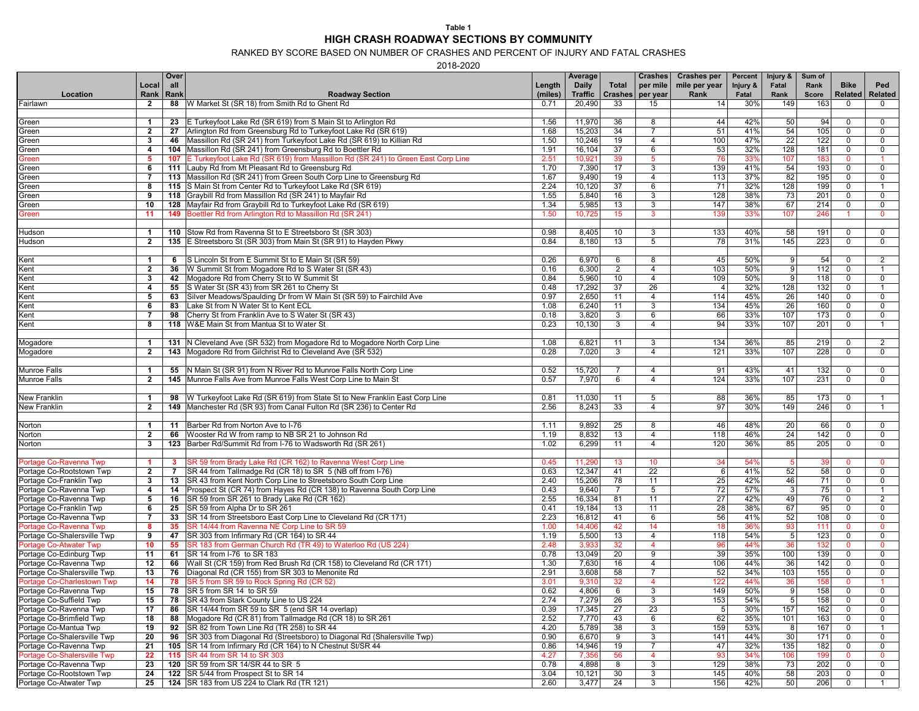**Table 1**

## HIGH CRASH ROADWAY SECTIONS BY COMMUNITY

RANKED BY SCORE BASED ON NUMBER OF CRASHES AND PERCENT OF INJURY AND FATAL CRASHES

2018-2020

| Location | Local Rank | Overall Rank | Roadway Section | Length (miles) | Average Daily Traffic | Total Crashes | Crashes per mile per year | Crashes per mile per year Rank | Percent Injury & Fatal | Injury & Fatal Rank | Sum of Rank Score | Bike Related | Ped Related |
|---|---|---|---|---|---|---|---|---|---|---|---|---|---|
| Fairlawn | 2 | 88 | W Market St (SR 18) from Smith Rd to Ghent Rd | 0.71 | 20,490 | 33 | 15 | 14 | 30% | 149 | 163 | 0 | 0 |
| | | | | | | | | | | | | | |
| Green | 1 | 23 | E Turkeyfoot Lake Rd (SR 619) from S Main St to Arlington Rd | 1.56 | 11,970 | 36 | 8 | 44 | 42% | 50 | 94 | 0 | 0 |
| Green | 2 | 27 | Arlington Rd from Greensburg Rd to Turkeyfoot Lake Rd (SR 619) | 1.68 | 15,203 | 34 | 7 | 51 | 41% | 54 | 105 | 0 | 0 |
| Green | 3 | 46 | Massillon Rd (SR 241) from Turkeyfoot Lake Rd (SR 619) to Killian Rd | 1.50 | 10,246 | 19 | 4 | 100 | 47% | 22 | 122 | 0 | 0 |
| Green | 4 | 104 | Massillon Rd (SR 241) from Greensburg Rd to Boettler Rd | 1.91 | 16,104 | 37 | 6 | 53 | 32% | 128 | 181 | 0 | 0 |
| Green | 5 | 107 | E Turkeyfoot Lake Rd (SR 619) from Massillon Rd (SR 241) to Green East Corp Line | 2.51 | 10,921 | 39 | 5 | 76 | 33% | 107 | 183 | 0 | 1 |
| Green | 6 | 111 | Lauby Rd from Mt Pleasant Rd to Greensburg Rd | 1.70 | 7,390 | 17 | 3 | 139 | 41% | 54 | 193 | 0 | 0 |
| Green | 7 | 113 | Massillon Rd (SR 241) from Green South Corp Line to Greensburg Rd | 1.67 | 9,490 | 19 | 4 | 113 | 37% | 82 | 195 | 0 | 0 |
| Green | 8 | 115 | S Main St from Center Rd to Turkeyfoot Lake Rd (SR 619) | 2.24 | 10,120 | 37 | 6 | 71 | 32% | 128 | 199 | 0 | 1 |
| Green | 9 | 118 | Graybill Rd from Massillon Rd (SR 241) to Mayfair Rd | 1.55 | 5,840 | 16 | 3 | 128 | 38% | 73 | 201 | 0 | 0 |
| Green | 10 | 128 | Mayfair Rd from Graybill Rd to Turkeyfoot Lake Rd (SR 619) | 1.34 | 5,985 | 13 | 3 | 147 | 38% | 67 | 214 | 0 | 0 |
| Green | 11 | 149 | Boettler Rd from Arlington Rd to Massillon Rd (SR 241) | 1.50 | 10,725 | 15 | 3 | 139 | 33% | 107 | 246 | 1 | 0 |
| | | | | | | | | | | | | | |
| Hudson | 1 | 110 | Stow Rd from Ravenna St to E Streetsboro St (SR 303) | 0.98 | 8,405 | 10 | 3 | 133 | 40% | 58 | 191 | 0 | 0 |
| Hudson | 2 | 135 | E Streetsboro St (SR 303) from Main St (SR 91) to Hayden Pkwy | 0.84 | 8,180 | 13 | 5 | 78 | 31% | 145 | 223 | 0 | 0 |
| | | | | | | | | | | | | | |
| Kent | 1 | 6 | S Lincoln St from E Summit St to E Main St (SR 59) | 0.26 | 6,970 | 6 | 8 | 45 | 50% | 9 | 54 | 0 | 2 |
| Kent | 2 | 36 | W Summit St from Mogadore Rd to S Water St (SR 43) | 0.16 | 6,300 | 2 | 4 | 103 | 50% | 9 | 112 | 0 | 1 |
| Kent | 3 | 42 | Mogadore Rd from Cherry St to W Summit St | 0.84 | 5,960 | 10 | 4 | 109 | 50% | 9 | 118 | 0 | 0 |
| Kent | 4 | 55 | S Water St (SR 43) from SR 261 to Cherry St | 0.48 | 17,292 | 37 | 26 | 4 | 32% | 128 | 132 | 0 | 1 |
| Kent | 5 | 63 | Silver Meadows/Spaulding Dr from W Main St (SR 59) to Fairchild Ave | 0.97 | 2,650 | 11 | 4 | 114 | 45% | 26 | 140 | 0 | 0 |
| Kent | 6 | 83 | Lake St from N Water St to Kent ECL | 1.08 | 6,240 | 11 | 3 | 134 | 45% | 26 | 160 | 0 | 0 |
| Kent | 7 | 98 | Cherry St from Franklin Ave to S Water St (SR 43) | 0.18 | 3,820 | 3 | 6 | 66 | 33% | 107 | 173 | 0 | 0 |
| Kent | 8 | 118 | W&E Main St from Mantua St to Water St | 0.23 | 10,130 | 3 | 4 | 94 | 33% | 107 | 201 | 0 | 1 |
| | | | | | | | | | | | | | |
| Mogadore | 1 | 131 | N Cleveland Ave (SR 532) from Mogadore Rd to Mogadore North Corp Line | 1.08 | 6,821 | 11 | 3 | 134 | 36% | 85 | 219 | 0 | 2 |
| Mogadore | 2 | 143 | Mogadore Rd from Gilchrist Rd to Cleveland Ave (SR 532) | 0.28 | 7,020 | 3 | 4 | 121 | 33% | 107 | 228 | 0 | 0 |
| | | | | | | | | | | | | | |
| Munroe Falls | 1 | 55 | N Main St (SR 91) from N River Rd to Munroe Falls North Corp Line | 0.52 | 15,720 | 7 | 4 | 91 | 43% | 41 | 132 | 0 | 0 |
| Munroe Falls | 2 | 145 | Munroe Falls Ave from Munroe Falls West Corp Line to Main St | 0.57 | 7,970 | 6 | 4 | 124 | 33% | 107 | 231 | 0 | 0 |
| | | | | | | | | | | | | | |
| New Franklin | 1 | 98 | W Turkeyfoot Lake Rd (SR 619) from State St to New Franklin East Corp Line | 0.81 | 11,030 | 11 | 5 | 88 | 36% | 85 | 173 | 0 | 1 |
| New Franklin | 2 | 149 | Manchester Rd (SR 93) from Canal Fulton Rd (SR 236) to Center Rd | 2.56 | 8,243 | 33 | 4 | 97 | 30% | 149 | 246 | 0 | 1 |
| | | | | | | | | | | | | | |
| Norton | 1 | 11 | Barber Rd from Norton Ave to I-76 | 1.11 | 9,892 | 25 | 8 | 46 | 48% | 20 | 66 | 0 | 0 |
| Norton | 2 | 66 | Wooster Rd W from ramp to NB SR 21 to Johnson Rd | 1.19 | 8,832 | 13 | 4 | 118 | 46% | 24 | 142 | 0 | 0 |
| Norton | 3 | 123 | Barber Rd/Summit Rd from I-76 to Wadsworth Rd (SR 261) | 1.02 | 6,299 | 11 | 4 | 120 | 36% | 85 | 205 | 0 | 0 |
| | | | | | | | | | | | | | |
| Portage Co-Ravenna Twp | 1 | 3 | SR 59 from Brady Lake Rd (CR 162) to Ravenna West Corp Line | 0.45 | 11,290 | 13 | 10 | 34 | 54% | 5 | 39 | 0 | 0 |
| Portage Co-Rootstown Twp | 2 | 7 | SR 44 from Tallmadge Rd (CR 18) to SR 5 (NB off from I-76) | 0.63 | 12,347 | 41 | 22 | 6 | 41% | 52 | 58 | 0 | 0 |
| Portage Co-Franklin Twp | 3 | 13 | SR 43 from Kent North Corp Line to Streetsboro South Corp Line | 2.40 | 15,206 | 78 | 11 | 25 | 42% | 46 | 71 | 0 | 0 |
| Portage Co-Ravenna Twp | 4 | 14 | Prospect St (CR 74) from Hayes Rd (CR 138) to Ravenna South Corp Line | 0.43 | 9,640 | 7 | 5 | 72 | 57% | 3 | 75 | 0 | 1 |
| Portage Co-Ravenna Twp | 5 | 16 | SR 59 from SR 261 to Brady Lake Rd (CR 162) | 2.55 | 16,334 | 81 | 11 | 27 | 42% | 49 | 76 | 0 | 2 |
| Portage Co-Franklin Twp | 6 | 25 | SR 59 from Alpha Dr to SR 261 | 0.41 | 19,184 | 13 | 11 | 28 | 38% | 67 | 95 | 0 | 0 |
| Portage Co-Ravenna Twp | 7 | 33 | SR 14 from Streetsboro East Corp Line to Cleveland Rd (CR 171) | 2.23 | 16,812 | 41 | 6 | 56 | 41% | 52 | 108 | 0 | 0 |
| Portage Co-Ravenna Twp | 8 | 35 | SR 14/44 from Ravenna NE Corp Line to SR 59 | 1.00 | 14,406 | 42 | 14 | 18 | 36% | 93 | 111 | 0 | 0 |
| Portage Co-Shalersville Twp | 9 | 47 | SR 303 from Infirmary Rd (CR 164) to SR 44 | 1.19 | 5,500 | 13 | 4 | 118 | 54% | 5 | 123 | 0 | 0 |
| Portage Co-Atwater Twp | 10 | 55 | SR 183 from German Church Rd (TR 49) to Waterloo Rd (US 224) | 2.48 | 3,933 | 32 | 4 | 96 | 44% | 36 | 132 | 0 | 0 |
| Portage Co-Edinburg Twp | 11 | 61 | SR 14 from I-76 to SR 183 | 0.78 | 13,049 | 20 | 9 | 39 | 35% | 100 | 139 | 0 | 0 |
| Portage Co-Ravenna Twp | 12 | 66 | Wall St (CR 159) from Red Brush Rd (CR 158) to Cleveland Rd (CR 171) | 1.30 | 7,630 | 16 | 4 | 106 | 44% | 36 | 142 | 0 | 0 |
| Portage Co-Shalersville Twp | 13 | 76 | Diagonal Rd (CR 155) from SR 303 to Menonite Rd | 2.91 | 3,608 | 58 | 7 | 52 | 34% | 103 | 155 | 0 | 0 |
| Portage Co-Charlestown Twp | 14 | 78 | SR 5 from SR 59 to Rock Spring Rd (CR 52) | 3.01 | 9,310 | 32 | 4 | 122 | 44% | 36 | 158 | 0 | 1 |
| Portage Co-Ravenna Twp | 15 | 78 | SR 5 from SR 14 to SR 59 | 0.62 | 4,806 | 6 | 3 | 149 | 50% | 9 | 158 | 0 | 0 |
| Portage Co-Suffield Twp | 15 | 78 | SR 43 from Stark County Line to US 224 | 2.74 | 7,279 | 26 | 3 | 153 | 54% | 5 | 158 | 0 | 0 |
| Portage Co-Ravenna Twp | 17 | 86 | SR 14/44 from SR 59 to SR 5 (end SR 14 overlap) | 0.39 | 17,345 | 27 | 23 | 5 | 30% | 157 | 162 | 0 | 0 |
| Portage Co-Brimfield Twp | 18 | 88 | Mogadore Rd (CR 81) from Tallmadge Rd (CR 18) to SR 261 | 2.52 | 7,770 | 43 | 6 | 62 | 35% | 101 | 163 | 0 | 0 |
| Portage Co-Mantua Twp | 19 | 92 | SR 82 from Town Line Rd (TR 258) to SR 44 | 4.20 | 5,789 | 38 | 3 | 159 | 53% | 8 | 167 | 0 | 1 |
| Portage Co-Shalersville Twp | 20 | 96 | SR 303 from Diagonal Rd (Streetsboro) to Diagonal Rd (Shalersville Twp) | 0.90 | 6,670 | 9 | 3 | 141 | 44% | 30 | 171 | 0 | 0 |
| Portage Co-Ravenna Twp | 21 | 105 | SR 14 from Infirmary Rd (CR 164) to N Chestnut St/SR 44 | 0.86 | 14,946 | 19 | 7 | 47 | 32% | 135 | 182 | 0 | 0 |
| Portage Co-Shalersville Twp | 22 | 115 | SR 44 from SR 14 to SR 303 | 4.27 | 7,356 | 56 | 4 | 93 | 34% | 106 | 199 | 0 | 0 |
| Portage Co-Ravenna Twp | 23 | 120 | SR 59 from SR 14/SR 44 to SR 5 | 0.78 | 4,898 | 8 | 3 | 129 | 38% | 73 | 202 | 0 | 0 |
| Portage Co-Rootstown Twp | 24 | 122 | SR 5/44 from Prospect St to SR 14 | 3.04 | 10,121 | 30 | 3 | 145 | 40% | 58 | 203 | 0 | 0 |
| Portage Co-Atwater Twp | 25 | 124 | SR 183 from US 224 to Clark Rd (TR 121) | 2.60 | 3,477 | 24 | 3 | 156 | 42% | 50 | 206 | 0 | 1 |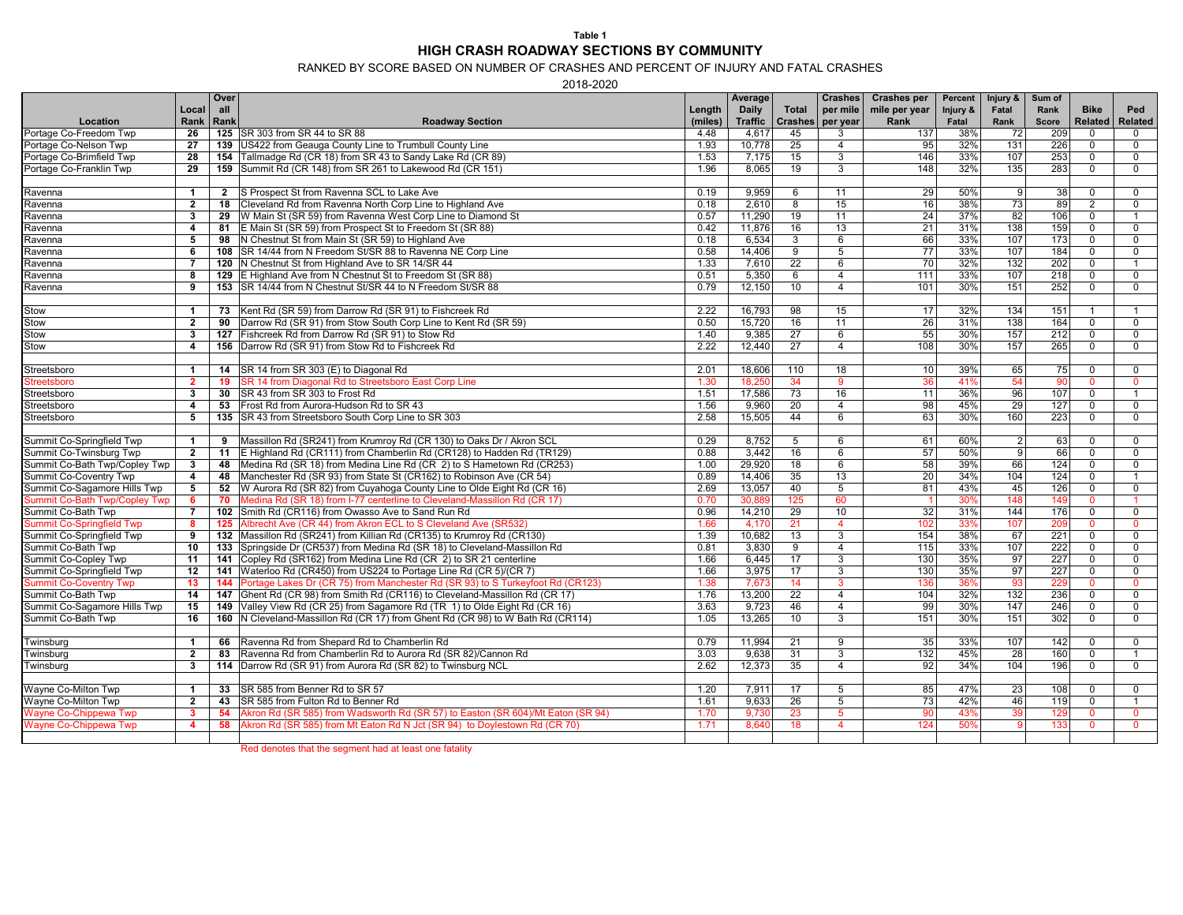Table 1

# HIGH CRASH ROADWAY SECTIONS BY COMMUNITY

RANKED BY SCORE BASED ON NUMBER OF CRASHES AND PERCENT OF INJURY AND FATAL CRASHES

2018-2020

| Location | Local Rank | Over all Rank | Roadway Section | Length (miles) | Average Daily Traffic | Total Crashes | Crashes per mile per year | Crashes per mile per year Rank | Percent Injury & Fatal | Injury & Fatal Rank | Sum of Rank Score | Bike Related | Ped Related |
|---|---|---|---|---|---|---|---|---|---|---|---|---|---|
| Portage Co-Freedom Twp | 26 | 125 | SR 303 from SR 44 to SR 88 | 4.48 | 4,617 | 45 | 3 | 137 | 38% | 72 | 209 | 0 | 0 |
| Portage Co-Nelson Twp | 27 | 139 | US422 from Geauga County Line to Trumbull County Line | 1.93 | 10,778 | 25 | 4 | 95 | 32% | 131 | 226 | 0 | 0 |
| Portage Co-Brimfield Twp | 28 | 154 | Tallmadge Rd (CR 18) from SR 43 to Sandy Lake Rd (CR 89) | 1.53 | 7,175 | 15 | 3 | 146 | 33% | 107 | 253 | 0 | 0 |
| Portage Co-Franklin Twp | 29 | 159 | Summit Rd (CR 148) from SR 261 to Lakewood Rd (CR 151) | 1.96 | 8,065 | 19 | 3 | 148 | 32% | 135 | 283 | 0 | 0 |
| | | | | | | | | | | | | | |
| Ravenna | 1 | 2 | S Prospect St from Ravenna SCL to Lake Ave | 0.19 | 9,959 | 6 | 11 | 29 | 50% | 9 | 38 | 0 | 0 |
| Ravenna | 2 | 18 | Cleveland Rd from Ravenna North Corp Line to Highland Ave | 0.18 | 2,610 | 8 | 15 | 16 | 38% | 73 | 89 | 2 | 0 |
| Ravenna | 3 | 29 | W Main St (SR 59) from Ravenna West Corp Line to Diamond St | 0.57 | 11,290 | 19 | 11 | 24 | 37% | 82 | 106 | 0 | 1 |
| Ravenna | 4 | 81 | E Main St (SR 59) from Prospect St to Freedom St (SR 88) | 0.42 | 11,876 | 16 | 13 | 21 | 31% | 138 | 159 | 0 | 0 |
| Ravenna | 5 | 98 | N Chestnut St from Main St (SR 59) to Highland Ave | 0.18 | 6,534 | 3 | 6 | 66 | 33% | 107 | 173 | 0 | 0 |
| Ravenna | 6 | 108 | SR 14/44 from N Freedom St/SR 88 to Ravenna NE Corp Line | 0.58 | 14,406 | 9 | 5 | 77 | 33% | 107 | 184 | 0 | 0 |
| Ravenna | 7 | 120 | N Chestnut St from Highland Ave to SR 14/SR 44 | 1.33 | 7,610 | 22 | 6 | 70 | 32% | 132 | 202 | 0 | 1 |
| Ravenna | 8 | 129 | E Highland Ave from N Chestnut St to Freedom St (SR 88) | 0.51 | 5,350 | 6 | 4 | 111 | 33% | 107 | 218 | 0 | 0 |
| Ravenna | 9 | 153 | SR 14/44 from N Chestnut St/SR 44 to N Freedom St/SR 88 | 0.79 | 12,150 | 10 | 4 | 101 | 30% | 151 | 252 | 0 | 0 |
| | | | | | | | | | | | | | |
| Stow | 1 | 73 | Kent Rd (SR 59) from Darrow Rd (SR 91) to Fishcreek Rd | 2.22 | 16,793 | 98 | 15 | 17 | 32% | 134 | 151 | 1 | 1 |
| Stow | 2 | 90 | Darrow Rd (SR 91) from Stow South Corp Line to Kent Rd (SR 59) | 0.50 | 15,720 | 16 | 11 | 26 | 31% | 138 | 164 | 0 | 0 |
| Stow | 3 | 127 | Fishcreek Rd from Darrow Rd (SR 91) to Stow Rd | 1.40 | 9,385 | 27 | 6 | 55 | 30% | 157 | 212 | 0 | 0 |
| Stow | 4 | 156 | Darrow Rd (SR 91) from Stow Rd to Fishcreek Rd | 2.22 | 12,440 | 27 | 4 | 108 | 30% | 157 | 265 | 0 | 0 |
| | | | | | | | | | | | | | |
| Streetsboro | 1 | 14 | SR 14 from SR 303 (E) to Diagonal Rd | 2.01 | 18,606 | 110 | 18 | 10 | 39% | 65 | 75 | 0 | 0 |
| Streetsboro | 2 | 19 | SR 14 from Diagonal Rd to Streetsboro East Corp Line | 1.30 | 18,250 | 34 | 9 | 36 | 41% | 54 | 90 | 0 | 0 |
| Streetsboro | 3 | 30 | SR 43 from SR 303 to Frost Rd | 1.51 | 17,586 | 73 | 16 | 11 | 36% | 96 | 107 | 0 | 1 |
| Streetsboro | 4 | 53 | Frost Rd from Aurora-Hudson Rd to SR 43 | 1.56 | 9,960 | 20 | 4 | 98 | 45% | 29 | 127 | 0 | 0 |
| Streetsboro | 5 | 135 | SR 43 from Streetsboro South Corp Line to SR 303 | 2.58 | 15,505 | 44 | 6 | 63 | 30% | 160 | 223 | 0 | 0 |
| | | | | | | | | | | | | | |
| Summit Co-Springfield Twp | 1 | 9 | Massillon Rd (SR241) from Krumroy Rd (CR 130) to Oaks Dr / Akron SCL | 0.29 | 8,752 | 5 | 6 | 61 | 60% | 2 | 63 | 0 | 0 |
| Summit Co-Twinsburg Twp | 2 | 11 | E Highland Rd (CR111) from Chamberlin Rd (CR128) to Hadden Rd (TR129) | 0.88 | 3,442 | 16 | 6 | 57 | 50% | 9 | 66 | 0 | 0 |
| Summit Co-Bath Twp/Copley Twp | 3 | 48 | Medina Rd (SR 18) from Medina Line Rd (CR 2) to S Hametown Rd (CR253) | 1.00 | 29,920 | 18 | 6 | 58 | 39% | 66 | 124 | 0 | 0 |
| Summit Co-Coventry Twp | 4 | 48 | Manchester Rd (SR 93) from State St (CR162) to Robinson Ave (CR 54) | 0.89 | 14,406 | 35 | 13 | 20 | 34% | 104 | 124 | 0 | 1 |
| Summit Co-Sagamore Hills Twp | 5 | 52 | W Aurora Rd (SR 82) from Cuyahoga County Line to Olde Eight Rd (CR 16) | 2.69 | 13,057 | 40 | 5 | 81 | 43% | 45 | 126 | 0 | 0 |
| Summit Co-Bath Twp/Copley Twp | 6 | 70 | Medina Rd (SR 18) from I-77 centerline to Cleveland-Massillon Rd (CR 17) | 0.70 | 30,889 | 125 | 60 | 1 | 30% | 148 | 149 | 0 | 1 |
| Summit Co-Bath Twp | 7 | 102 | Smith Rd (CR116) from Owasso Ave to Sand Run Rd | 0.96 | 14,210 | 29 | 10 | 32 | 31% | 144 | 176 | 0 | 0 |
| Summit Co-Springfield Twp | 8 | 125 | Albrecht Ave (CR 44) from Akron ECL to S Cleveland Ave (SR532) | 1.66 | 4,170 | 21 | 4 | 102 | 33% | 107 | 209 | 0 | 0 |
| Summit Co-Springfield Twp | 9 | 132 | Massillon Rd (SR241) from Killian Rd (CR135) to Krumroy Rd (CR130) | 1.39 | 10,682 | 13 | 3 | 154 | 38% | 67 | 221 | 0 | 0 |
| Summit Co-Bath Twp | 10 | 133 | Springside Dr (CR537) from Medina Rd (SR 18) to Cleveland-Massillon Rd | 0.81 | 3,830 | 9 | 4 | 115 | 33% | 107 | 222 | 0 | 0 |
| Summit Co-Copley Twp | 11 | 141 | Copley Rd (SR162) from Medina Line Rd (CR 2) to SR 21 centerline | 1.66 | 6,445 | 17 | 3 | 130 | 35% | 97 | 227 | 0 | 0 |
| Summit Co-Springfield Twp | 12 | 141 | Waterloo Rd (CR450) from US224 to Portage Line Rd (CR 5)/(CR 7) | 1.66 | 3,975 | 17 | 3 | 130 | 35% | 97 | 227 | 0 | 0 |
| Summit Co-Coventry Twp | 13 | 144 | Portage Lakes Dr (CR 75) from Manchester Rd (SR 93) to S Turkeyfoot Rd (CR123) | 1.38 | 7,673 | 14 | 3 | 136 | 36% | 93 | 229 | 0 | 0 |
| Summit Co-Bath Twp | 14 | 147 | Ghent Rd (CR 98) from Smith Rd (CR116) to Cleveland-Massillon Rd (CR 17) | 1.76 | 13,200 | 22 | 4 | 104 | 32% | 132 | 236 | 0 | 0 |
| Summit Co-Sagamore Hills Twp | 15 | 149 | Valley View Rd (CR 25) from Sagamore Rd (TR 1) to Olde Eight Rd (CR 16) | 3.63 | 9,723 | 46 | 4 | 99 | 30% | 147 | 246 | 0 | 0 |
| Summit Co-Bath Twp | 16 | 160 | N Cleveland-Massillon Rd (CR 17) from Ghent Rd (CR 98) to W Bath Rd (CR114) | 1.05 | 13,265 | 10 | 3 | 151 | 30% | 151 | 302 | 0 | 0 |
| | | | | | | | | | | | | | |
| Twinsburg | 1 | 66 | Ravenna Rd from Shepard Rd to Chamberlin Rd | 0.79 | 11,994 | 21 | 9 | 35 | 33% | 107 | 142 | 0 | 0 |
| Twinsburg | 2 | 83 | Ravenna Rd from Chamberlin Rd to Aurora Rd (SR 82)/Cannon Rd | 3.03 | 9,638 | 31 | 3 | 132 | 45% | 28 | 160 | 0 | 1 |
| Twinsburg | 3 | 114 | Darrow Rd (SR 91) from Aurora Rd (SR 82) to Twinsburg NCL | 2.62 | 12,373 | 35 | 4 | 92 | 34% | 104 | 196 | 0 | 0 |
| | | | | | | | | | | | | | |
| Wayne Co-Milton Twp | 1 | 33 | SR 585 from Benner Rd to SR 57 | 1.20 | 7,911 | 17 | 5 | 85 | 47% | 23 | 108 | 0 | 0 |
| Wayne Co-Milton Twp | 2 | 43 | SR 585 from Fulton Rd to Benner Rd | 1.61 | 9,633 | 26 | 5 | 73 | 42% | 46 | 119 | 0 | 1 |
| Wayne Co-Chippewa Twp | 3 | 54 | Akron Rd (SR 585) from Wadsworth Rd (SR 57) to Easton (SR 604)/Mt Eaton (SR 94) | 1.70 | 9,730 | 23 | 5 | 90 | 43% | 39 | 129 | 0 | 0 |
| Wayne Co-Chippewa Twp | 4 | 58 | Akron Rd (SR 585) from Mt Eaton Rd N Jct (SR 94) to Doylestown Rd (CR 70) | 1.71 | 8,640 | 18 | 4 | 124 | 50% | 9 | 133 | 0 | 0 |

Red denotes that the segment had at least one fatality